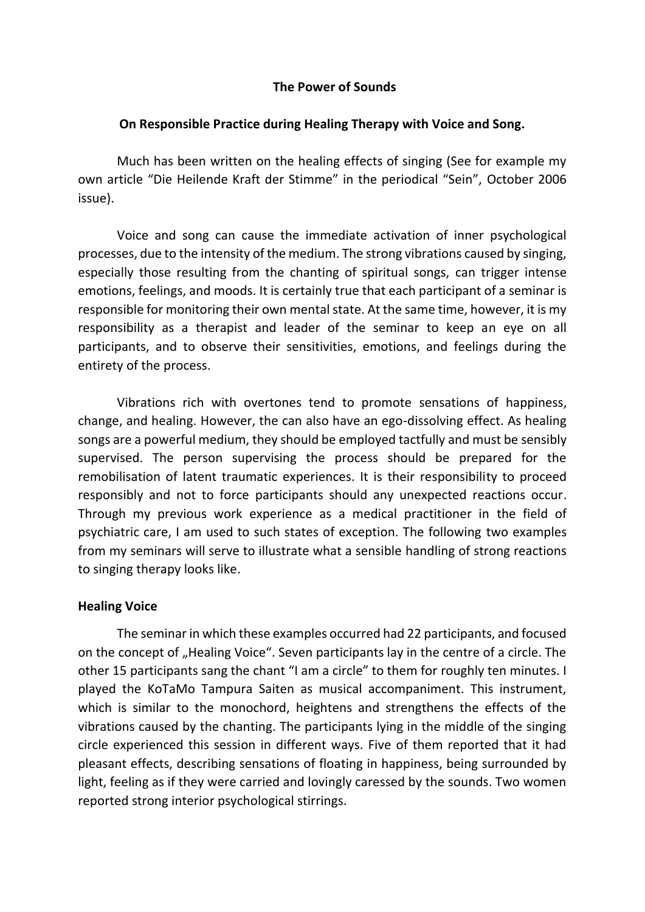**The Power of Sounds**

**On Responsible Practice during Healing Therapy with Voice and Song.**

Much has been written on the healing effects of singing (See for example my own article "Die Heilende Kraft der Stimme" in the periodical "Sein", October 2006 issue).

Voice and song can cause the immediate activation of inner psychological processes, due to the intensity of the medium. The strong vibrations caused by singing, especially those resulting from the chanting of spiritual songs, can trigger intense emotions, feelings, and moods. It is certainly true that each participant of a seminar is responsible for monitoring their own mental state. At the same time, however, it is my responsibility as a therapist and leader of the seminar to keep an eye on all participants, and to observe their sensitivities, emotions, and feelings during the entirety of the process.

Vibrations rich with overtones tend to promote sensations of happiness, change, and healing. However, the can also have an ego-dissolving effect. As healing songs are a powerful medium, they should be employed tactfully and must be sensibly supervised. The person supervising the process should be prepared for the remobilisation of latent traumatic experiences. It is their responsibility to proceed responsibly and not to force participants should any unexpected reactions occur. Through my previous work experience as a medical practitioner in the field of psychiatric care, I am used to such states of exception. The following two examples from my seminars will serve to illustrate what a sensible handling of strong reactions to singing therapy looks like.

**Healing Voice**

The seminar in which these examples occurred had 22 participants, and focused on the concept of „Healing Voice". Seven participants lay in the centre of a circle. The other 15 participants sang the chant "I am a circle" to them for roughly ten minutes. I played the KoTaMo Tampura Saiten as musical accompaniment. This instrument, which is similar to the monochord, heightens and strengthens the effects of the vibrations caused by the chanting. The participants lying in the middle of the singing circle experienced this session in different ways. Five of them reported that it had pleasant effects, describing sensations of floating in happiness, being surrounded by light, feeling as if they were carried and lovingly caressed by the sounds. Two women reported strong interior psychological stirrings.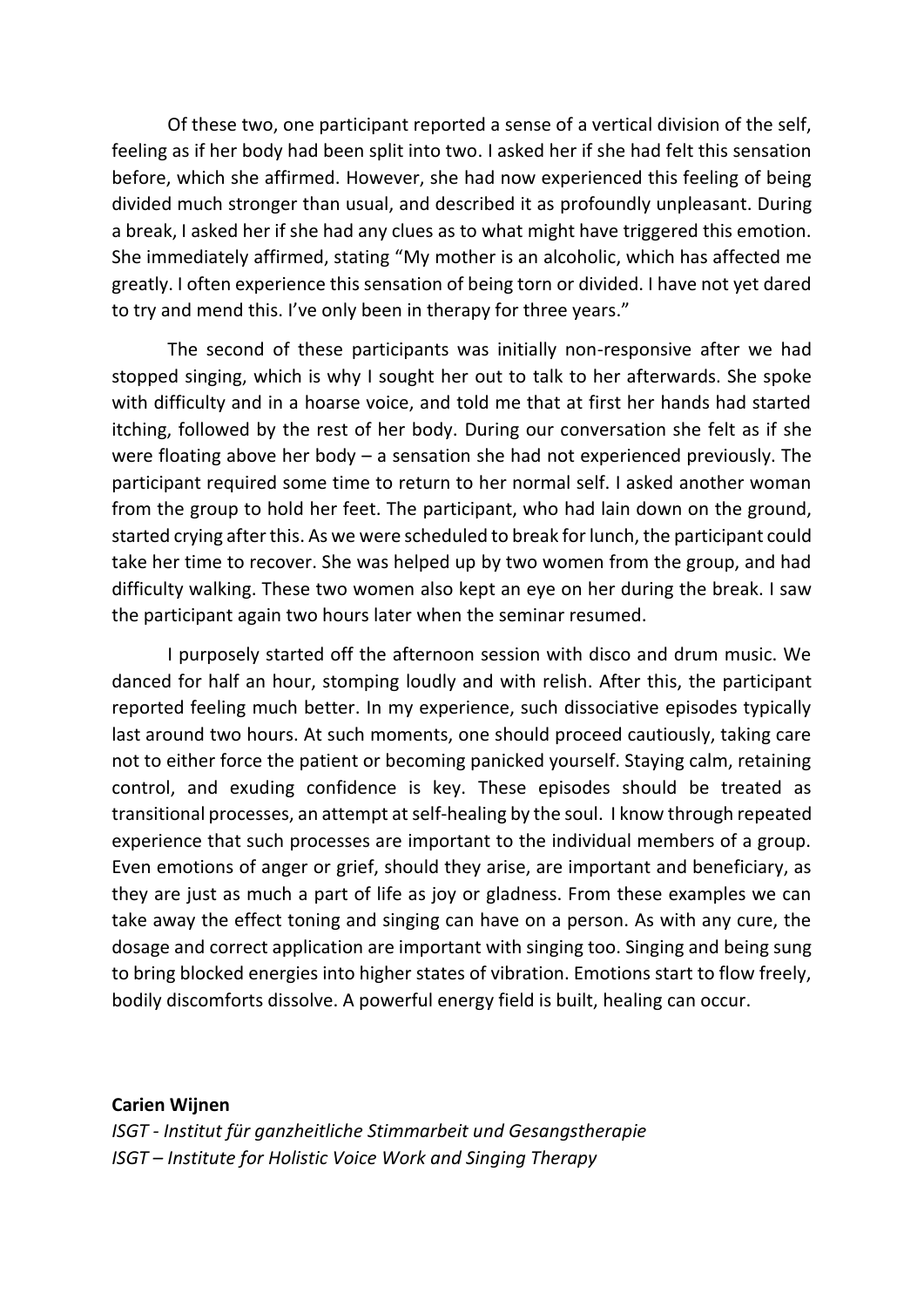Of these two, one participant reported a sense of a vertical division of the self, feeling as if her body had been split into two. I asked her if she had felt this sensation before, which she affirmed. However, she had now experienced this feeling of being divided much stronger than usual, and described it as profoundly unpleasant. During a break, I asked her if she had any clues as to what might have triggered this emotion. She immediately affirmed, stating "My mother is an alcoholic, which has affected me greatly. I often experience this sensation of being torn or divided. I have not yet dared to try and mend this. I've only been in therapy for three years."

The second of these participants was initially non-responsive after we had stopped singing, which is why I sought her out to talk to her afterwards. She spoke with difficulty and in a hoarse voice, and told me that at first her hands had started itching, followed by the rest of her body. During our conversation she felt as if she were floating above her body – a sensation she had not experienced previously. The participant required some time to return to her normal self. I asked another woman from the group to hold her feet. The participant, who had lain down on the ground, started crying after this. As we were scheduled to break for lunch, the participant could take her time to recover. She was helped up by two women from the group, and had difficulty walking. These two women also kept an eye on her during the break. I saw the participant again two hours later when the seminar resumed.

I purposely started off the afternoon session with disco and drum music. We danced for half an hour, stomping loudly and with relish. After this, the participant reported feeling much better. In my experience, such dissociative episodes typically last around two hours. At such moments, one should proceed cautiously, taking care not to either force the patient or becoming panicked yourself. Staying calm, retaining control, and exuding confidence is key. These episodes should be treated as transitional processes, an attempt at self-healing by the soul. I know through repeated experience that such processes are important to the individual members of a group. Even emotions of anger or grief, should they arise, are important and beneficiary, as they are just as much a part of life as joy or gladness. From these examples we can take away the effect toning and singing can have on a person. As with any cure, the dosage and correct application are important with singing too. Singing and being sung to bring blocked energies into higher states of vibration. Emotions start to flow freely, bodily discomforts dissolve. A powerful energy field is built, healing can occur.

**Carien Wijnen**

*ISGT - Institut für ganzheitliche Stimmarbeit und Gesangstherapie*
*ISGT – Institute for Holistic Voice Work and Singing Therapy*